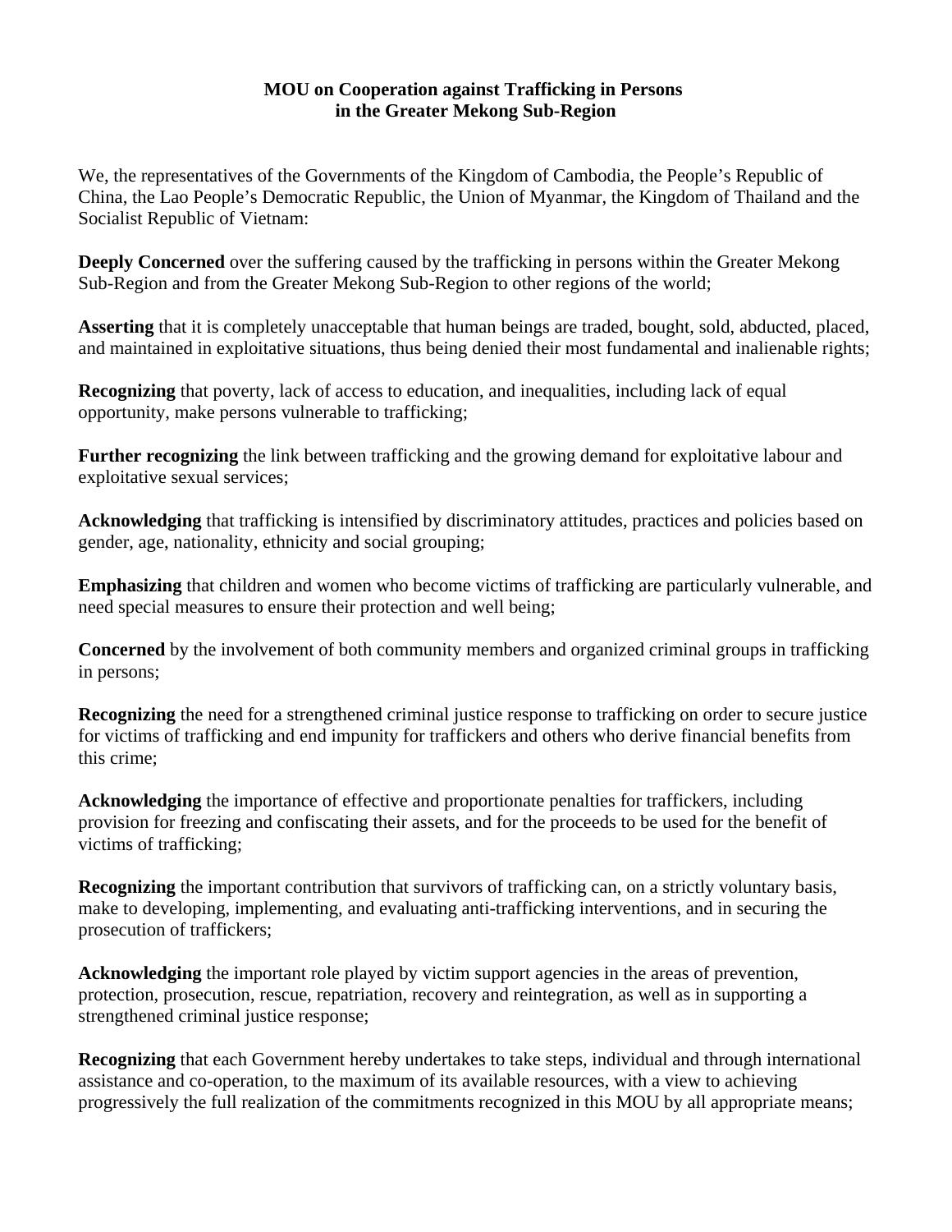# MOU on Cooperation against Trafficking in Persons in the Greater Mekong Sub-Region

We, the representatives of the Governments of the Kingdom of Cambodia, the People's Republic of China, the Lao People's Democratic Republic, the Union of Myanmar, the Kingdom of Thailand and the Socialist Republic of Vietnam:

**Deeply Concerned** over the suffering caused by the trafficking in persons within the Greater Mekong Sub-Region and from the Greater Mekong Sub-Region to other regions of the world;

**Asserting** that it is completely unacceptable that human beings are traded, bought, sold, abducted, placed, and maintained in exploitative situations, thus being denied their most fundamental and inalienable rights;

**Recognizing** that poverty, lack of access to education, and inequalities, including lack of equal opportunity, make persons vulnerable to trafficking;

**Further recognizing** the link between trafficking and the growing demand for exploitative labour and exploitative sexual services;

**Acknowledging** that trafficking is intensified by discriminatory attitudes, practices and policies based on gender, age, nationality, ethnicity and social grouping;

**Emphasizing** that children and women who become victims of trafficking are particularly vulnerable, and need special measures to ensure their protection and well being;

**Concerned** by the involvement of both community members and organized criminal groups in trafficking in persons;

**Recognizing** the need for a strengthened criminal justice response to trafficking on order to secure justice for victims of trafficking and end impunity for traffickers and others who derive financial benefits from this crime;

**Acknowledging** the importance of effective and proportionate penalties for traffickers, including provision for freezing and confiscating their assets, and for the proceeds to be used for the benefit of victims of trafficking;

**Recognizing** the important contribution that survivors of trafficking can, on a strictly voluntary basis, make to developing, implementing, and evaluating anti-trafficking interventions, and in securing the prosecution of traffickers;

**Acknowledging** the important role played by victim support agencies in the areas of prevention, protection, prosecution, rescue, repatriation, recovery and reintegration, as well as in supporting a strengthened criminal justice response;

**Recognizing** that each Government hereby undertakes to take steps, individual and through international assistance and co-operation, to the maximum of its available resources, with a view to achieving progressively the full realization of the commitments recognized in this MOU by all appropriate means;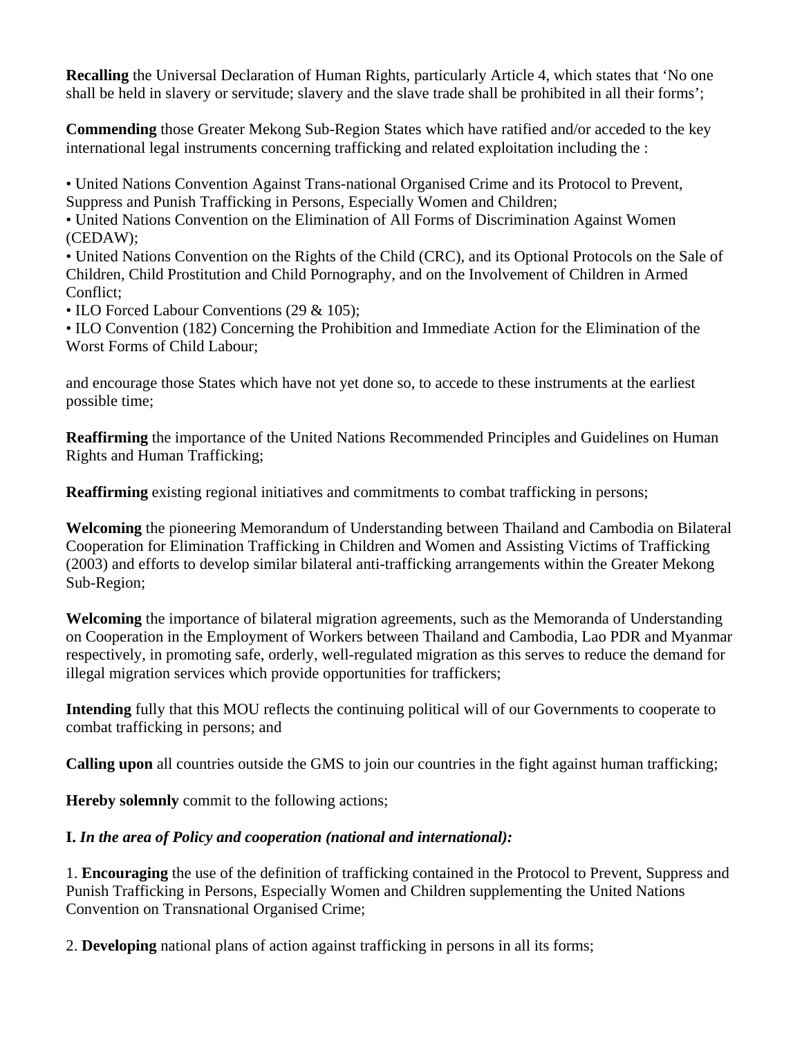**Recalling** the Universal Declaration of Human Rights, particularly Article 4, which states that 'No one shall be held in slavery or servitude; slavery and the slave trade shall be prohibited in all their forms';

**Commending** those Greater Mekong Sub-Region States which have ratified and/or acceded to the key international legal instruments concerning trafficking and related exploitation including the :

- United Nations Convention Against Trans-national Organised Crime and its Protocol to Prevent, Suppress and Punish Trafficking in Persons, Especially Women and Children;
- United Nations Convention on the Elimination of All Forms of Discrimination Against Women (CEDAW);
- United Nations Convention on the Rights of the Child (CRC), and its Optional Protocols on the Sale of Children, Child Prostitution and Child Pornography, and on the Involvement of Children in Armed Conflict;
- ILO Forced Labour Conventions (29 & 105);
- ILO Convention (182) Concerning the Prohibition and Immediate Action for the Elimination of the Worst Forms of Child Labour;

and encourage those States which have not yet done so, to accede to these instruments at the earliest possible time;

**Reaffirming** the importance of the United Nations Recommended Principles and Guidelines on Human Rights and Human Trafficking;

**Reaffirming** existing regional initiatives and commitments to combat trafficking in persons;

**Welcoming** the pioneering Memorandum of Understanding between Thailand and Cambodia on Bilateral Cooperation for Elimination Trafficking in Children and Women and Assisting Victims of Trafficking (2003) and efforts to develop similar bilateral anti-trafficking arrangements within the Greater Mekong Sub-Region;

**Welcoming** the importance of bilateral migration agreements, such as the Memoranda of Understanding on Cooperation in the Employment of Workers between Thailand and Cambodia, Lao PDR and Myanmar respectively, in promoting safe, orderly, well-regulated migration as this serves to reduce the demand for illegal migration services which provide opportunities for traffickers;

**Intending** fully that this MOU reflects the continuing political will of our Governments to cooperate to combat trafficking in persons; and

**Calling upon** all countries outside the GMS to join our countries in the fight against human trafficking;

**Hereby solemnly** commit to the following actions;

**I.** ***In the area of Policy and cooperation (national and international):***

1. **Encouraging** the use of the definition of trafficking contained in the Protocol to Prevent, Suppress and Punish Trafficking in Persons, Especially Women and Children supplementing the United Nations Convention on Transnational Organised Crime;

2. **Developing** national plans of action against trafficking in persons in all its forms;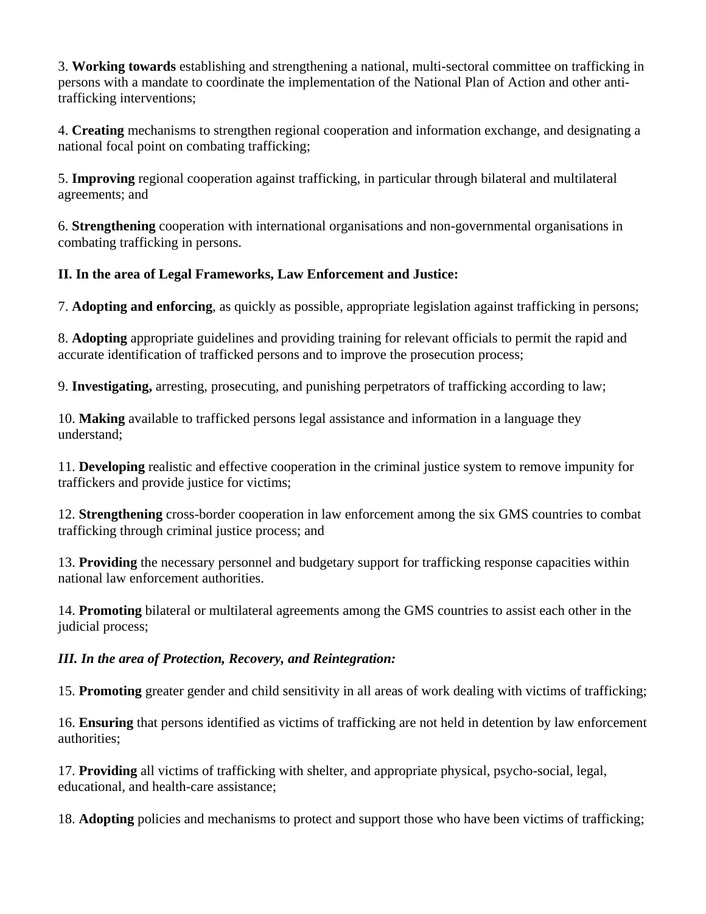3. **Working towards** establishing and strengthening a national, multi-sectoral committee on trafficking in persons with a mandate to coordinate the implementation of the National Plan of Action and other anti-trafficking interventions;

4. **Creating** mechanisms to strengthen regional cooperation and information exchange, and designating a national focal point on combating trafficking;

5. **Improving** regional cooperation against trafficking, in particular through bilateral and multilateral agreements; and

6. **Strengthening** cooperation with international organisations and non-governmental organisations in combating trafficking in persons.

**II. In the area of Legal Frameworks, Law Enforcement and Justice:**

7. **Adopting and enforcing**, as quickly as possible, appropriate legislation against trafficking in persons;

8. **Adopting** appropriate guidelines and providing training for relevant officials to permit the rapid and accurate identification of trafficked persons and to improve the prosecution process;

9. **Investigating,** arresting, prosecuting, and punishing perpetrators of trafficking according to law;

10. **Making** available to trafficked persons legal assistance and information in a language they understand;

11. **Developing** realistic and effective cooperation in the criminal justice system to remove impunity for traffickers and provide justice for victims;

12. **Strengthening** cross-border cooperation in law enforcement among the six GMS countries to combat trafficking through criminal justice process; and

13. **Providing** the necessary personnel and budgetary support for trafficking response capacities within national law enforcement authorities.

14. **Promoting** bilateral or multilateral agreements among the GMS countries to assist each other in the judicial process;

***III. In the area of Protection, Recovery, and Reintegration:***

15. **Promoting** greater gender and child sensitivity in all areas of work dealing with victims of trafficking;

16. **Ensuring** that persons identified as victims of trafficking are not held in detention by law enforcement authorities;

17. **Providing** all victims of trafficking with shelter, and appropriate physical, psycho-social, legal, educational, and health-care assistance;

18. **Adopting** policies and mechanisms to protect and support those who have been victims of trafficking;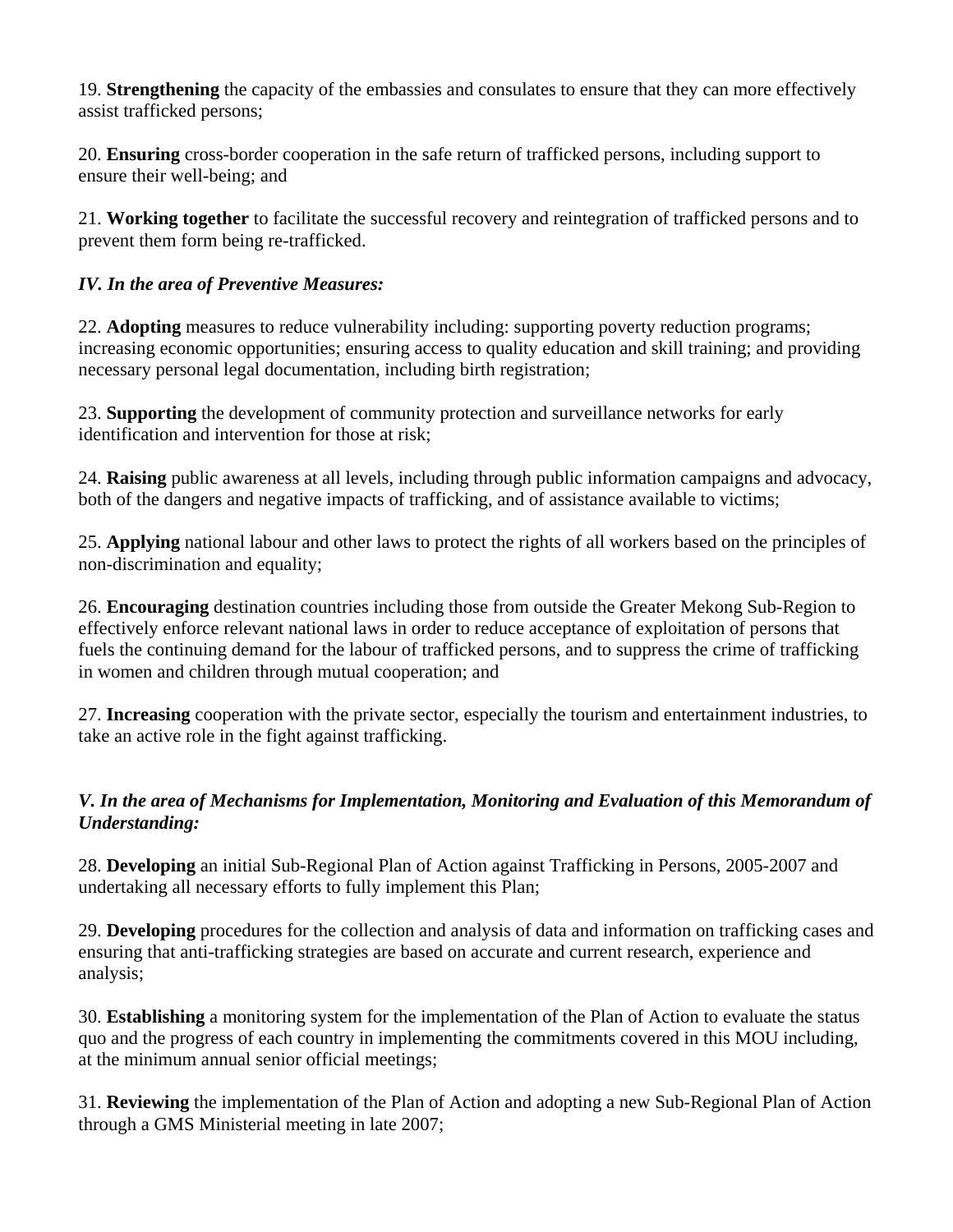19. **Strengthening** the capacity of the embassies and consulates to ensure that they can more effectively assist trafficked persons;

20. **Ensuring** cross-border cooperation in the safe return of trafficked persons, including support to ensure their well-being; and

21. **Working together** to facilitate the successful recovery and reintegration of trafficked persons and to prevent them form being re-trafficked.

***IV. In the area of Preventive Measures:***

22. **Adopting** measures to reduce vulnerability including: supporting poverty reduction programs; increasing economic opportunities; ensuring access to quality education and skill training; and providing necessary personal legal documentation, including birth registration;

23. **Supporting** the development of community protection and surveillance networks for early identification and intervention for those at risk;

24. **Raising** public awareness at all levels, including through public information campaigns and advocacy, both of the dangers and negative impacts of trafficking, and of assistance available to victims;

25. **Applying** national labour and other laws to protect the rights of all workers based on the principles of non-discrimination and equality;

26. **Encouraging** destination countries including those from outside the Greater Mekong Sub-Region to effectively enforce relevant national laws in order to reduce acceptance of exploitation of persons that fuels the continuing demand for the labour of trafficked persons, and to suppress the crime of trafficking in women and children through mutual cooperation; and

27. **Increasing** cooperation with the private sector, especially the tourism and entertainment industries, to take an active role in the fight against trafficking.

***V. In the area of Mechanisms for Implementation, Monitoring and Evaluation of this Memorandum of Understanding:***

28. **Developing** an initial Sub-Regional Plan of Action against Trafficking in Persons, 2005-2007 and undertaking all necessary efforts to fully implement this Plan;

29. **Developing** procedures for the collection and analysis of data and information on trafficking cases and ensuring that anti-trafficking strategies are based on accurate and current research, experience and analysis;

30. **Establishing** a monitoring system for the implementation of the Plan of Action to evaluate the status quo and the progress of each country in implementing the commitments covered in this MOU including, at the minimum annual senior official meetings;

31. **Reviewing** the implementation of the Plan of Action and adopting a new Sub-Regional Plan of Action through a GMS Ministerial meeting in late 2007;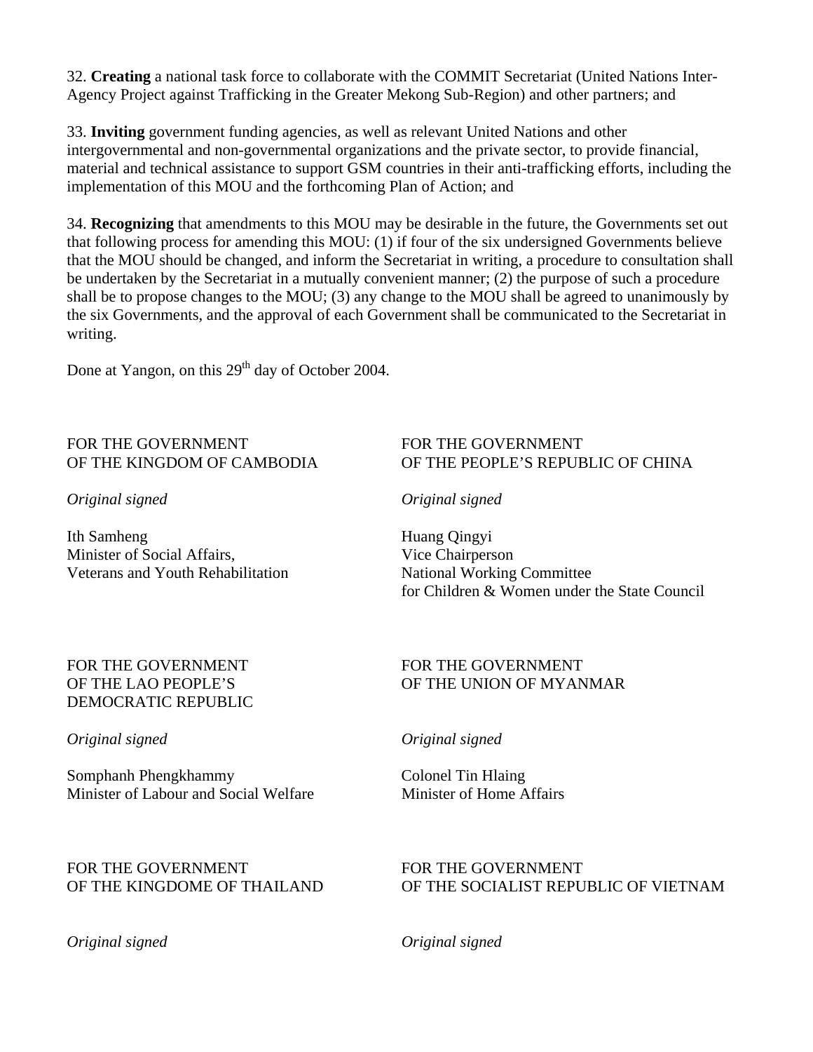32. **Creating** a national task force to collaborate with the COMMIT Secretariat (United Nations Inter-Agency Project against Trafficking in the Greater Mekong Sub-Region) and other partners; and

33. **Inviting** government funding agencies, as well as relevant United Nations and other intergovernmental and non-governmental organizations and the private sector, to provide financial, material and technical assistance to support GSM countries in their anti-trafficking efforts, including the implementation of this MOU and the forthcoming Plan of Action; and

34. **Recognizing** that amendments to this MOU may be desirable in the future, the Governments set out that following process for amending this MOU: (1) if four of the six undersigned Governments believe that the MOU should be changed, and inform the Secretariat in writing, a procedure to consultation shall be undertaken by the Secretariat in a mutually convenient manner; (2) the purpose of such a procedure shall be to propose changes to the MOU; (3) any change to the MOU shall be agreed to unanimously by the six Governments, and the approval of each Government shall be communicated to the Secretariat in writing.

Done at Yangon, on this 29th day of October 2004.

FOR THE GOVERNMENT
OF THE KINGDOM OF CAMBODIA

*Original signed*

Ith Samheng
Minister of Social Affairs,
Veterans and Youth Rehabilitation

FOR THE GOVERNMENT
OF THE PEOPLE'S REPUBLIC OF CHINA

*Original signed*

Huang Qingyi
Vice Chairperson
National Working Committee
for Children & Women under the State Council

FOR THE GOVERNMENT
OF THE LAO PEOPLE'S
DEMOCRATIC REPUBLIC

*Original signed*

Somphanh Phengkhammy
Minister of Labour and Social Welfare

FOR THE GOVERNMENT
OF THE UNION OF MYANMAR

*Original signed*

Colonel Tin Hlaing
Minister of Home Affairs

FOR THE GOVERNMENT
OF THE KINGDOME OF THAILAND

*Original signed*

FOR THE GOVERNMENT
OF THE SOCIALIST REPUBLIC OF VIETNAM

*Original signed*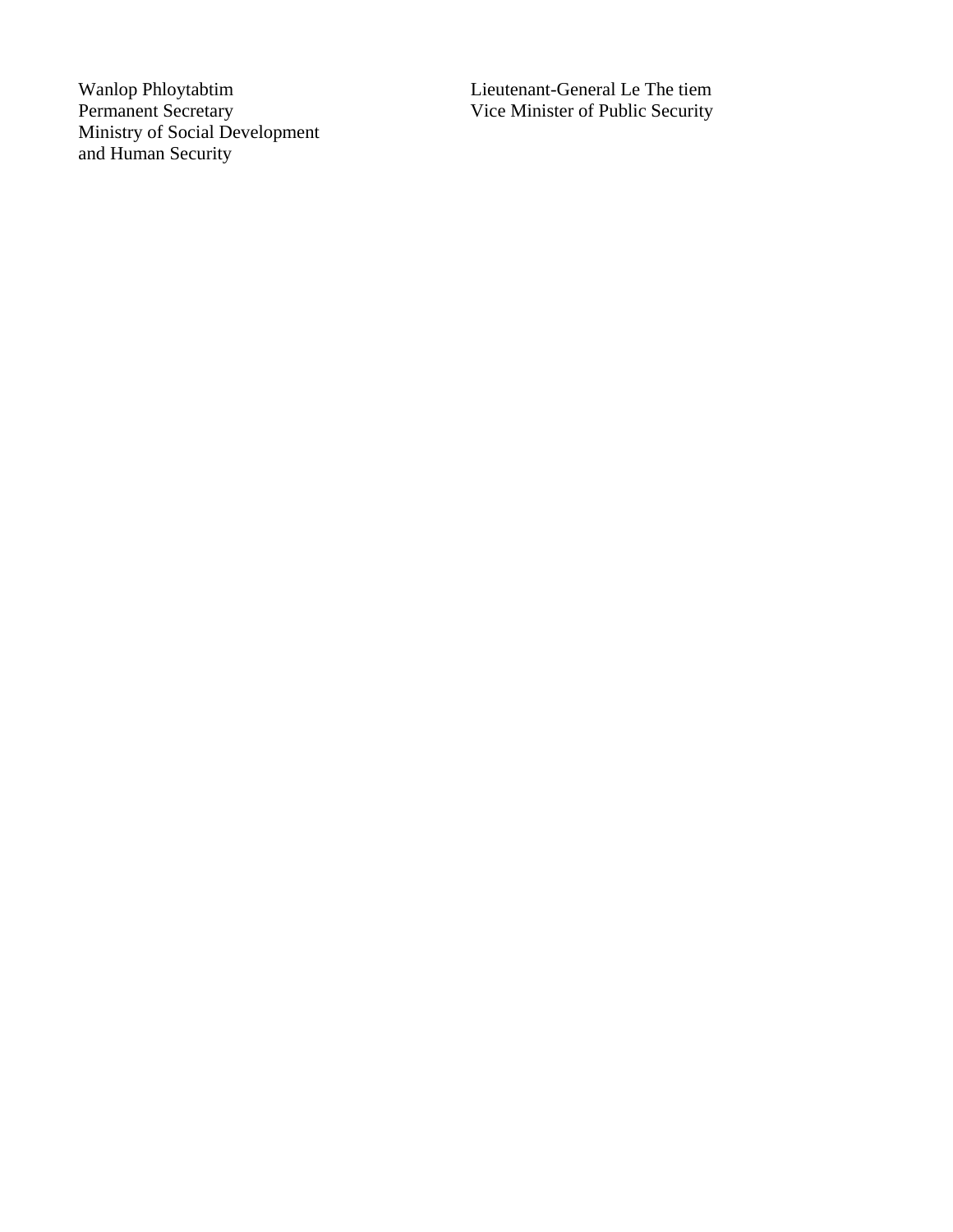Wanlop Phloytabtim
Permanent Secretary
Ministry of Social Development
and Human Security

Lieutenant-General Le The tiem
Vice Minister of Public Security